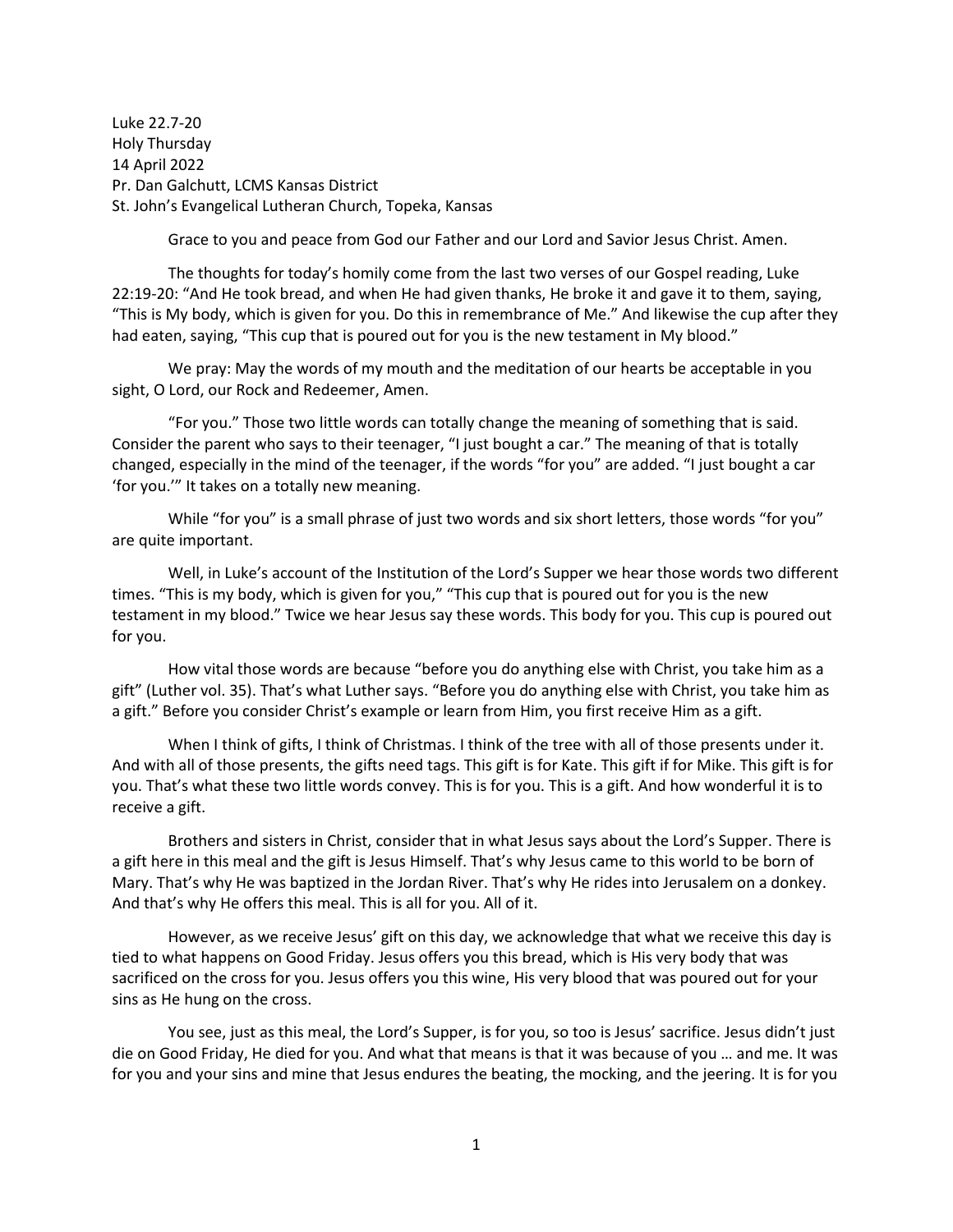Luke 22.7-20
Holy Thursday
14 April 2022
Pr. Dan Galchutt, LCMS Kansas District
St. John's Evangelical Lutheran Church, Topeka, Kansas

Grace to you and peace from God our Father and our Lord and Savior Jesus Christ. Amen.

The thoughts for today's homily come from the last two verses of our Gospel reading, Luke 22:19-20: "And He took bread, and when He had given thanks, He broke it and gave it to them, saying, "This is My body, which is given for you. Do this in remembrance of Me." And likewise the cup after they had eaten, saying, "This cup that is poured out for you is the new testament in My blood."

We pray: May the words of my mouth and the meditation of our hearts be acceptable in you sight, O Lord, our Rock and Redeemer, Amen.

"For you." Those two little words can totally change the meaning of something that is said. Consider the parent who says to their teenager, "I just bought a car." The meaning of that is totally changed, especially in the mind of the teenager, if the words "for you" are added. "I just bought a car 'for you.'" It takes on a totally new meaning.

While "for you" is a small phrase of just two words and six short letters, those words "for you" are quite important.

Well, in Luke's account of the Institution of the Lord's Supper we hear those words two different times. "This is my body, which is given for you," "This cup that is poured out for you is the new testament in my blood." Twice we hear Jesus say these words. This body for you. This cup is poured out for you.

How vital those words are because "before you do anything else with Christ, you take him as a gift" (Luther vol. 35). That's what Luther says. "Before you do anything else with Christ, you take him as a gift." Before you consider Christ's example or learn from Him, you first receive Him as a gift.

When I think of gifts, I think of Christmas. I think of the tree with all of those presents under it. And with all of those presents, the gifts need tags. This gift is for Kate. This gift if for Mike. This gift is for you. That's what these two little words convey. This is for you. This is a gift. And how wonderful it is to receive a gift.

Brothers and sisters in Christ, consider that in what Jesus says about the Lord's Supper. There is a gift here in this meal and the gift is Jesus Himself. That's why Jesus came to this world to be born of Mary. That's why He was baptized in the Jordan River. That's why He rides into Jerusalem on a donkey. And that's why He offers this meal. This is all for you. All of it.

However, as we receive Jesus' gift on this day, we acknowledge that what we receive this day is tied to what happens on Good Friday. Jesus offers you this bread, which is His very body that was sacrificed on the cross for you. Jesus offers you this wine, His very blood that was poured out for your sins as He hung on the cross.

You see, just as this meal, the Lord's Supper, is for you, so too is Jesus' sacrifice. Jesus didn't just die on Good Friday, He died for you. And what that means is that it was because of you … and me. It was for you and your sins and mine that Jesus endures the beating, the mocking, and the jeering. It is for you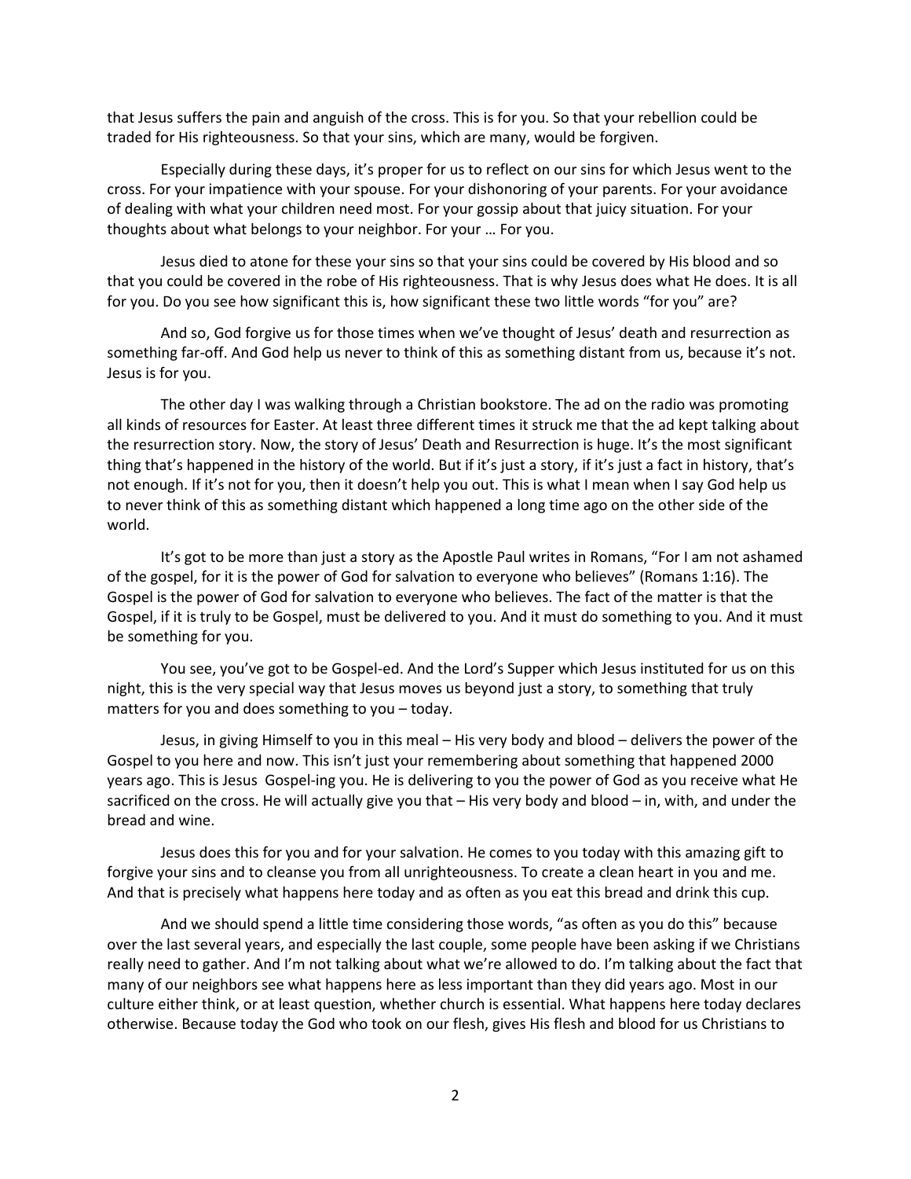that Jesus suffers the pain and anguish of the cross. This is for you. So that your rebellion could be traded for His righteousness. So that your sins, which are many, would be forgiven.

Especially during these days, it's proper for us to reflect on our sins for which Jesus went to the cross. For your impatience with your spouse. For your dishonoring of your parents. For your avoidance of dealing with what your children need most. For your gossip about that juicy situation. For your thoughts about what belongs to your neighbor. For your … For you.

Jesus died to atone for these your sins so that your sins could be covered by His blood and so that you could be covered in the robe of His righteousness. That is why Jesus does what He does. It is all for you. Do you see how significant this is, how significant these two little words "for you" are?

And so, God forgive us for those times when we've thought of Jesus' death and resurrection as something far-off. And God help us never to think of this as something distant from us, because it's not. Jesus is for you.

The other day I was walking through a Christian bookstore. The ad on the radio was promoting all kinds of resources for Easter. At least three different times it struck me that the ad kept talking about the resurrection story. Now, the story of Jesus' Death and Resurrection is huge. It's the most significant thing that's happened in the history of the world. But if it's just a story, if it's just a fact in history, that's not enough. If it's not for you, then it doesn't help you out. This is what I mean when I say God help us to never think of this as something distant which happened a long time ago on the other side of the world.

It's got to be more than just a story as the Apostle Paul writes in Romans, "For I am not ashamed of the gospel, for it is the power of God for salvation to everyone who believes" (Romans 1:16). The Gospel is the power of God for salvation to everyone who believes. The fact of the matter is that the Gospel, if it is truly to be Gospel, must be delivered to you. And it must do something to you. And it must be something for you.

You see, you've got to be Gospel-ed. And the Lord's Supper which Jesus instituted for us on this night, this is the very special way that Jesus moves us beyond just a story, to something that truly matters for you and does something to you – today.

Jesus, in giving Himself to you in this meal – His very body and blood – delivers the power of the Gospel to you here and now. This isn't just your remembering about something that happened 2000 years ago. This is Jesus Gospel-ing you. He is delivering to you the power of God as you receive what He sacrificed on the cross. He will actually give you that – His very body and blood – in, with, and under the bread and wine.

Jesus does this for you and for your salvation. He comes to you today with this amazing gift to forgive your sins and to cleanse you from all unrighteousness. To create a clean heart in you and me. And that is precisely what happens here today and as often as you eat this bread and drink this cup.

And we should spend a little time considering those words, "as often as you do this" because over the last several years, and especially the last couple, some people have been asking if we Christians really need to gather. And I'm not talking about what we're allowed to do. I'm talking about the fact that many of our neighbors see what happens here as less important than they did years ago. Most in our culture either think, or at least question, whether church is essential. What happens here today declares otherwise. Because today the God who took on our flesh, gives His flesh and blood for us Christians to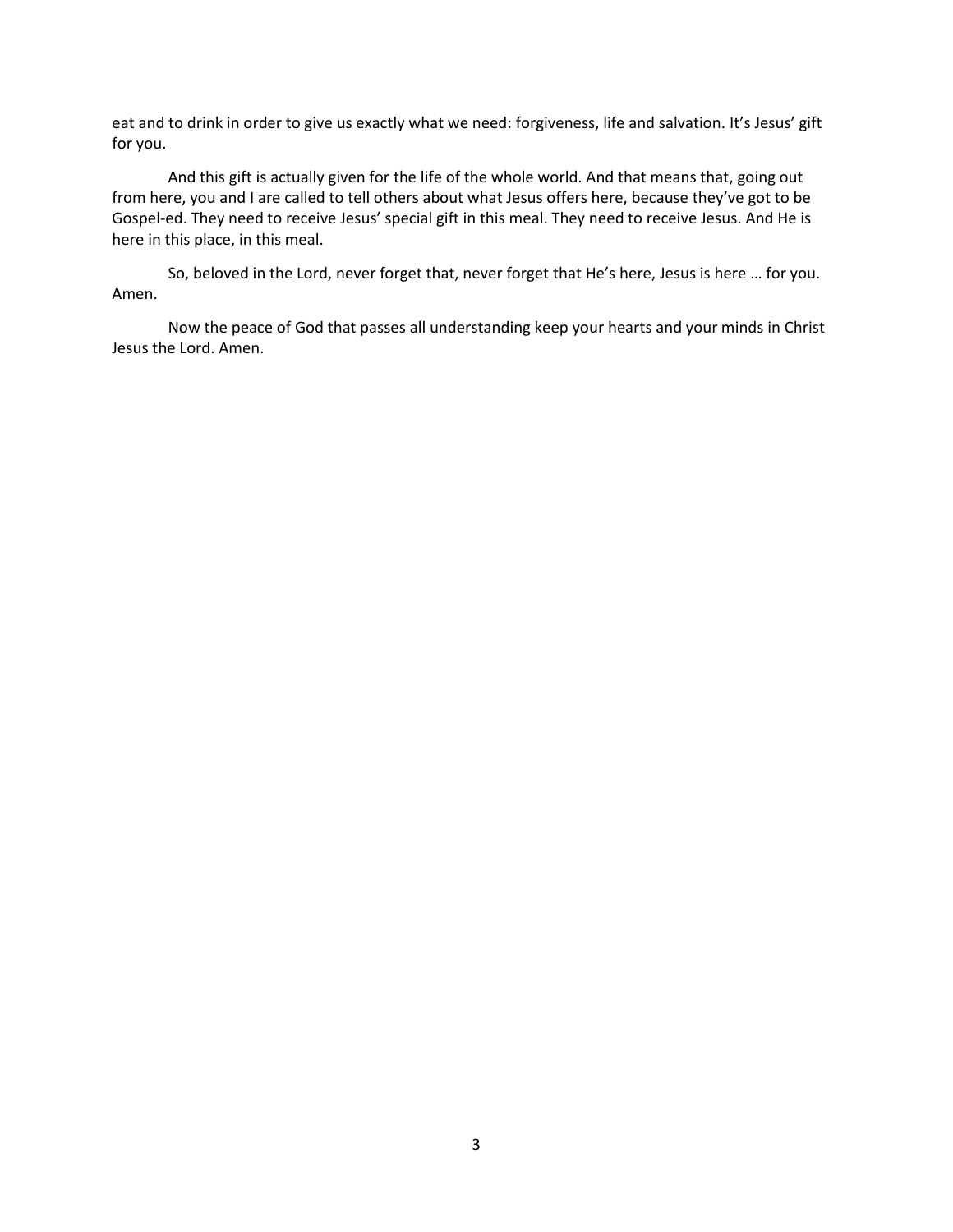eat and to drink in order to give us exactly what we need: forgiveness, life and salvation. It's Jesus' gift for you.

And this gift is actually given for the life of the whole world. And that means that, going out from here, you and I are called to tell others about what Jesus offers here, because they've got to be Gospel-ed. They need to receive Jesus' special gift in this meal. They need to receive Jesus. And He is here in this place, in this meal.

So, beloved in the Lord, never forget that, never forget that He's here, Jesus is here … for you. Amen.

Now the peace of God that passes all understanding keep your hearts and your minds in Christ Jesus the Lord. Amen.